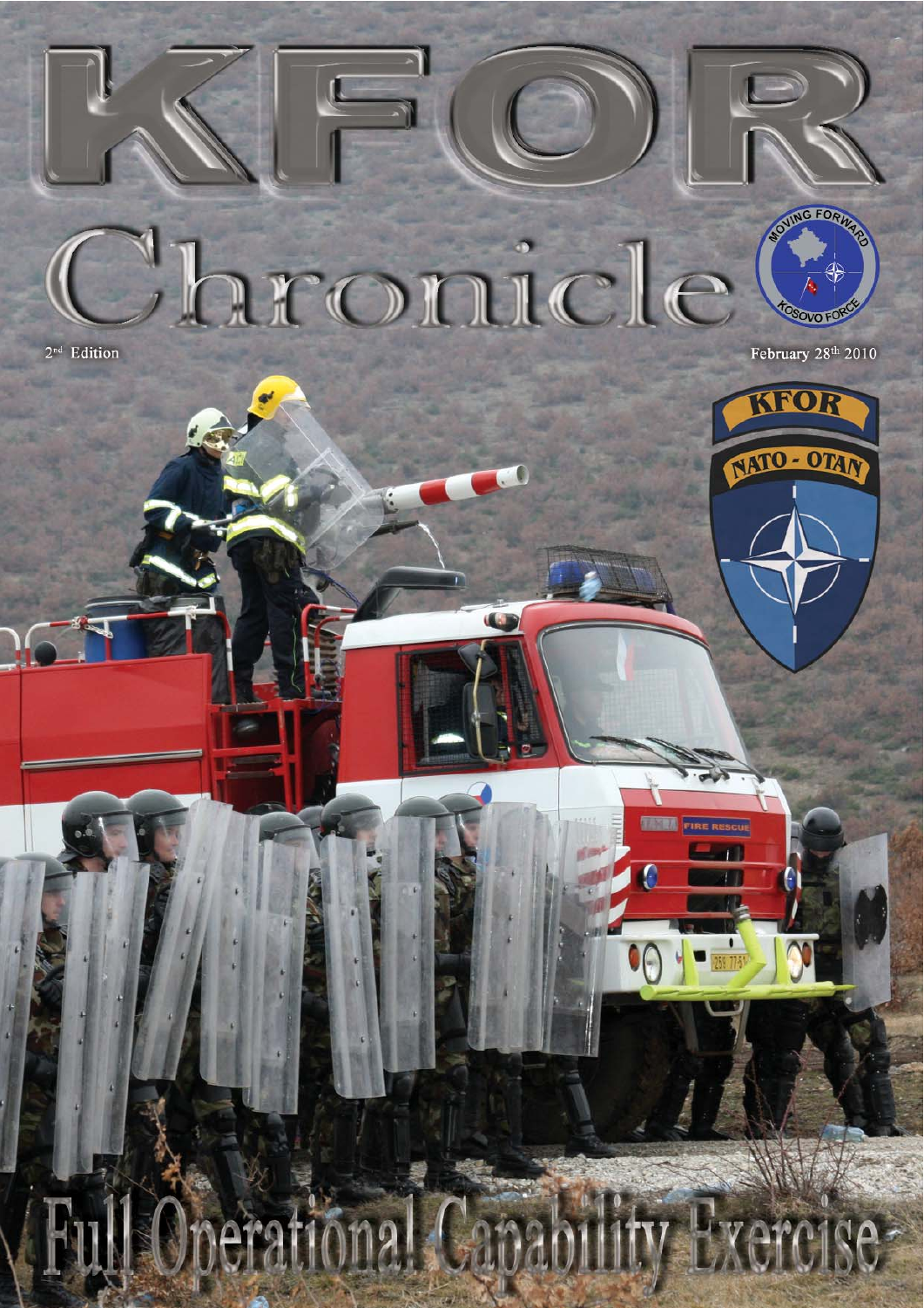# KFOR Chronicle

2[nd] Edition

February 28[th] 2010

## Full Operational Capability Exercise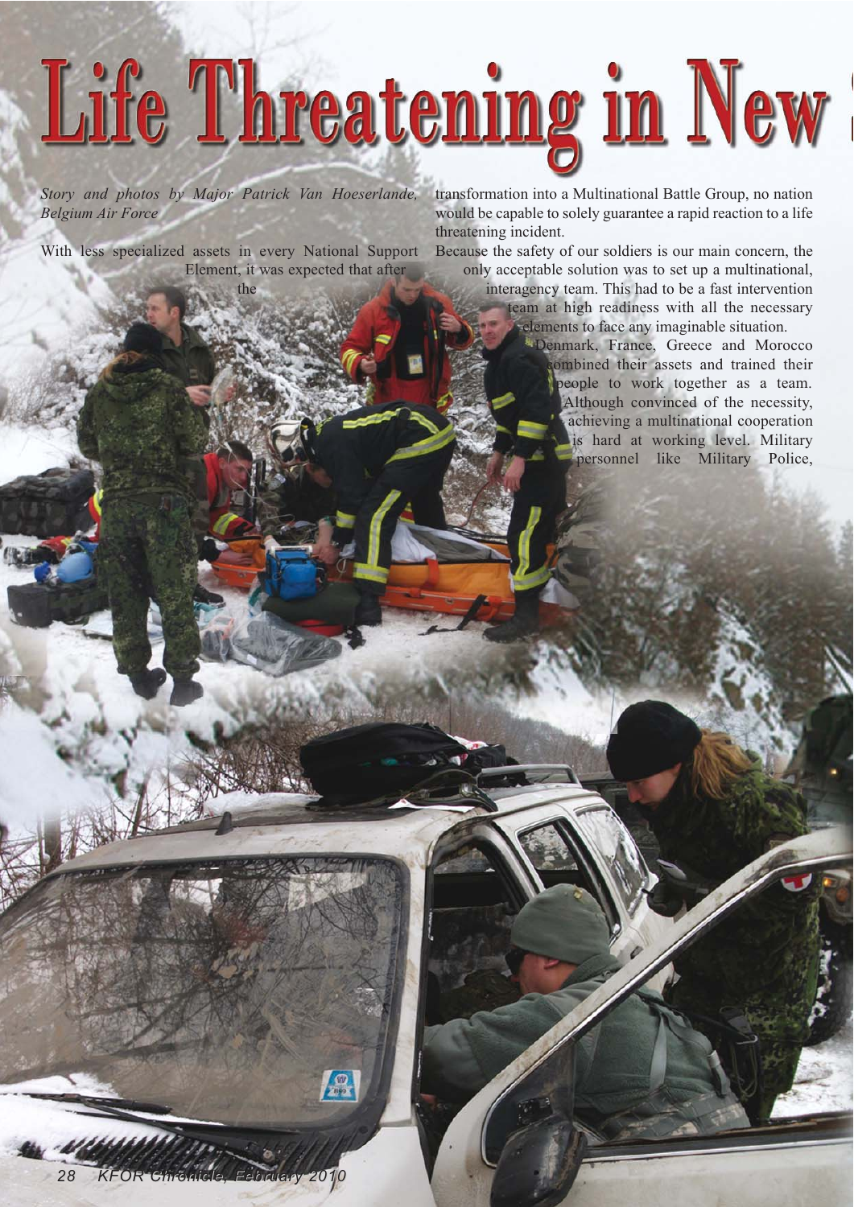# Life Threatening in New

*Story and photos by Major Patrick Van Hoeserlande, Belgium Air Force*

With less specialized assets in every National Support Element, it was expected that after the transformation into a Multinational Battle Group, no nation would be capable to solely guarantee a rapid reaction to a life threatening incident.

Because the safety of our soldiers is our main concern, the only acceptable solution was to set up a multinational, interagency team. This had to be a fast intervention team at high readiness with all the necessary elements to face any imaginable situation.

Denmark, France, Greece and Morocco combined their assets and trained their people to work together as a team. Although convinced of the necessity, achieving a multinational cooperation is hard at working level. Military personnel like Military Police,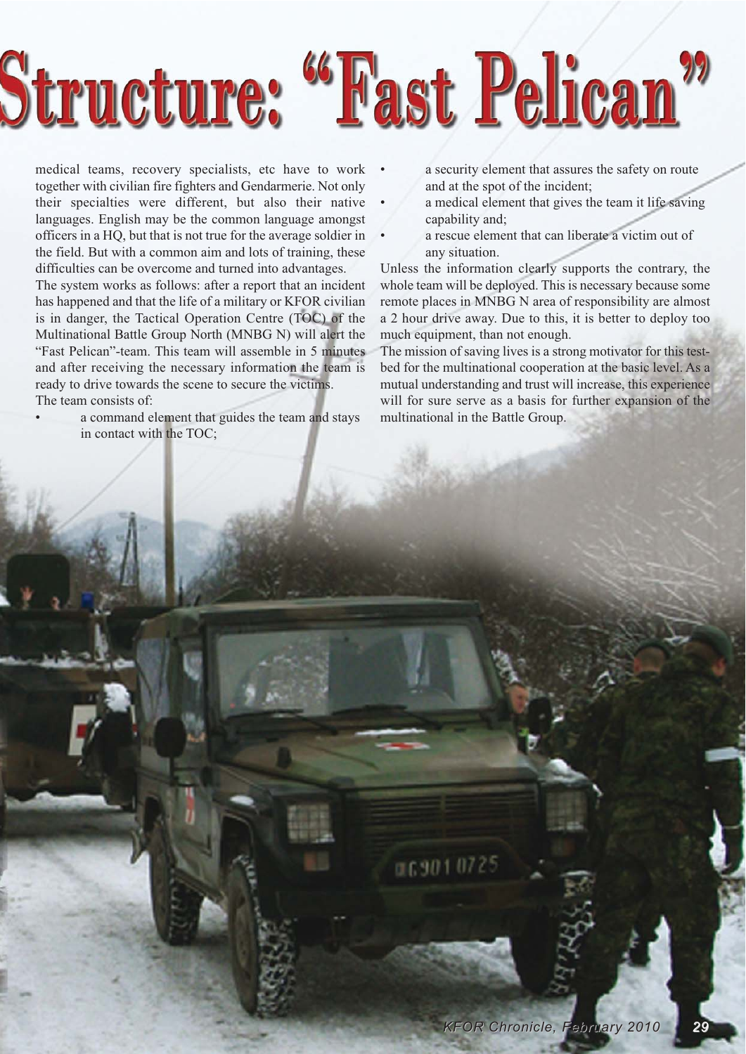# Structure: "Fast Pelican"

medical teams, recovery specialists, etc have to work together with civilian fire fighters and Gendarmerie. Not only their specialties were different, but also their native languages. English may be the common language amongst officers in a HQ, but that is not true for the average soldier in the field. But with a common aim and lots of training, these difficulties can be overcome and turned into advantages.

The system works as follows: after a report that an incident has happened and that the life of a military or KFOR civilian is in danger, the Tactical Operation Centre (TOC) of the Multinational Battle Group North (MNBG N) will alert the "Fast Pelican"-team. This team will assemble in 5 minutes and after receiving the necessary information the team is ready to drive towards the scene to secure the victims.

The team consists of:

- a command element that guides the team and stays in contact with the TOC;
- a security element that assures the safety on route and at the spot of the incident;
- a medical element that gives the team it life saving capability and;
- a rescue element that can liberate a victim out of any situation.

Unless the information clearly supports the contrary, the whole team will be deployed. This is necessary because some remote places in MNBG N area of responsibility are almost a 2 hour drive away. Due to this, it is better to deploy too much equipment, than not enough.

The mission of saving lives is a strong motivator for this test-bed for the multinational cooperation at the basic level. As a mutual understanding and trust will increase, this experience will for sure serve as a basis for further expansion of the multinational in the Battle Group.